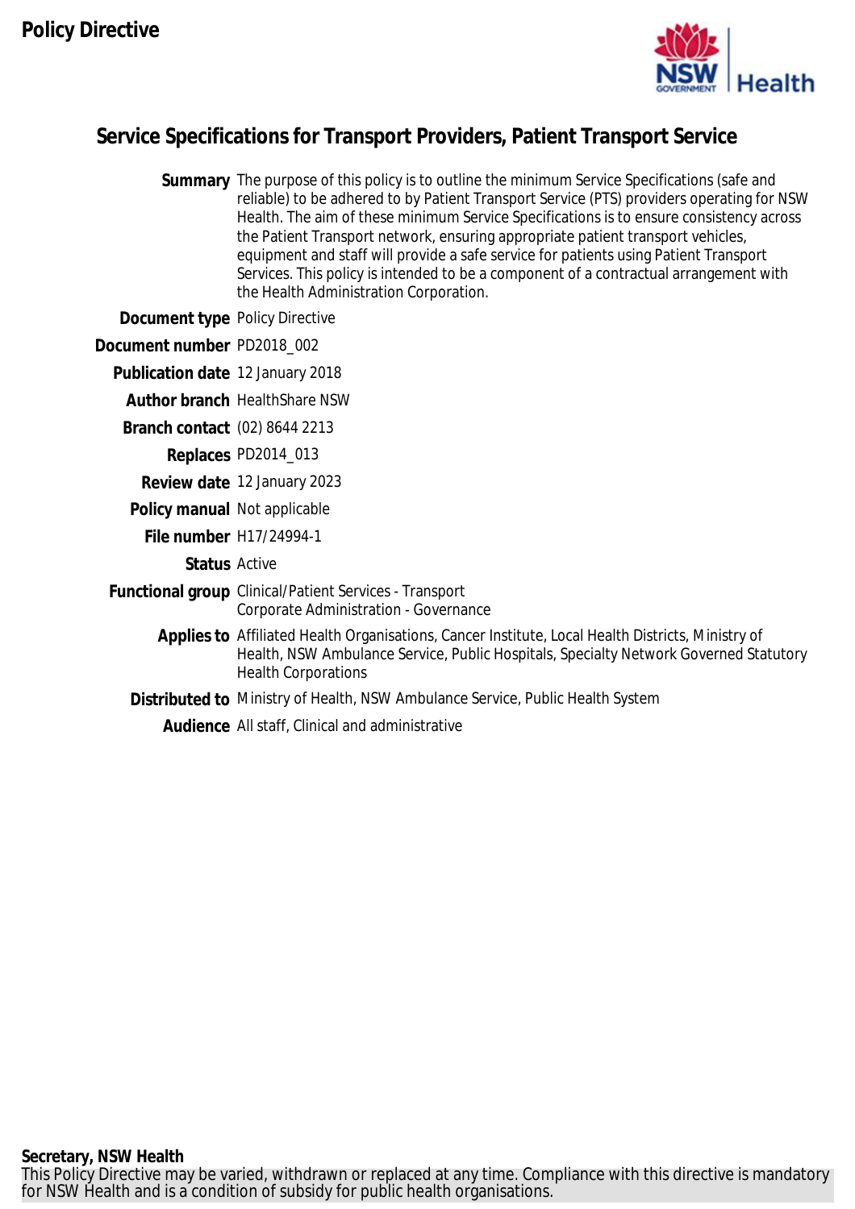**Policy Directive**

# Service Specifications for Transport Providers, Patient Transport Service

| | |
|---|---|
| **Summary** | The purpose of this policy is to outline the minimum Service Specifications (safe and reliable) to be adhered to by Patient Transport Service (PTS) providers operating for NSW Health. The aim of these minimum Service Specifications is to ensure consistency across the Patient Transport network, ensuring appropriate patient transport vehicles, equipment and staff will provide a safe service for patients using Patient Transport Services. This policy is intended to be a component of a contractual arrangement with the Health Administration Corporation. |
| **Document type** | Policy Directive |
| **Document number** | PD2018_002 |
| **Publication date** | 12 January 2018 |
| **Author branch** | HealthShare NSW |
| **Branch contact** | (02) 8644 2213 |
| **Replaces** | PD2014_013 |
| **Review date** | 12 January 2023 |
| **Policy manual** | Not applicable |
| **File number** | H17/24994-1 |
| **Status** | Active |
| **Functional group** | Clinical/Patient Services - Transport<br>Corporate Administration - Governance |
| **Applies to** | Affiliated Health Organisations, Cancer Institute, Local Health Districts, Ministry of Health, NSW Ambulance Service, Public Hospitals, Specialty Network Governed Statutory Health Corporations |
| **Distributed to** | Ministry of Health, NSW Ambulance Service, Public Health System |
| **Audience** | All staff, Clinical and administrative |

**Secretary, NSW Health**

This Policy Directive may be varied, withdrawn or replaced at any time. Compliance with this directive is mandatory for NSW Health and is a condition of subsidy for public health organisations.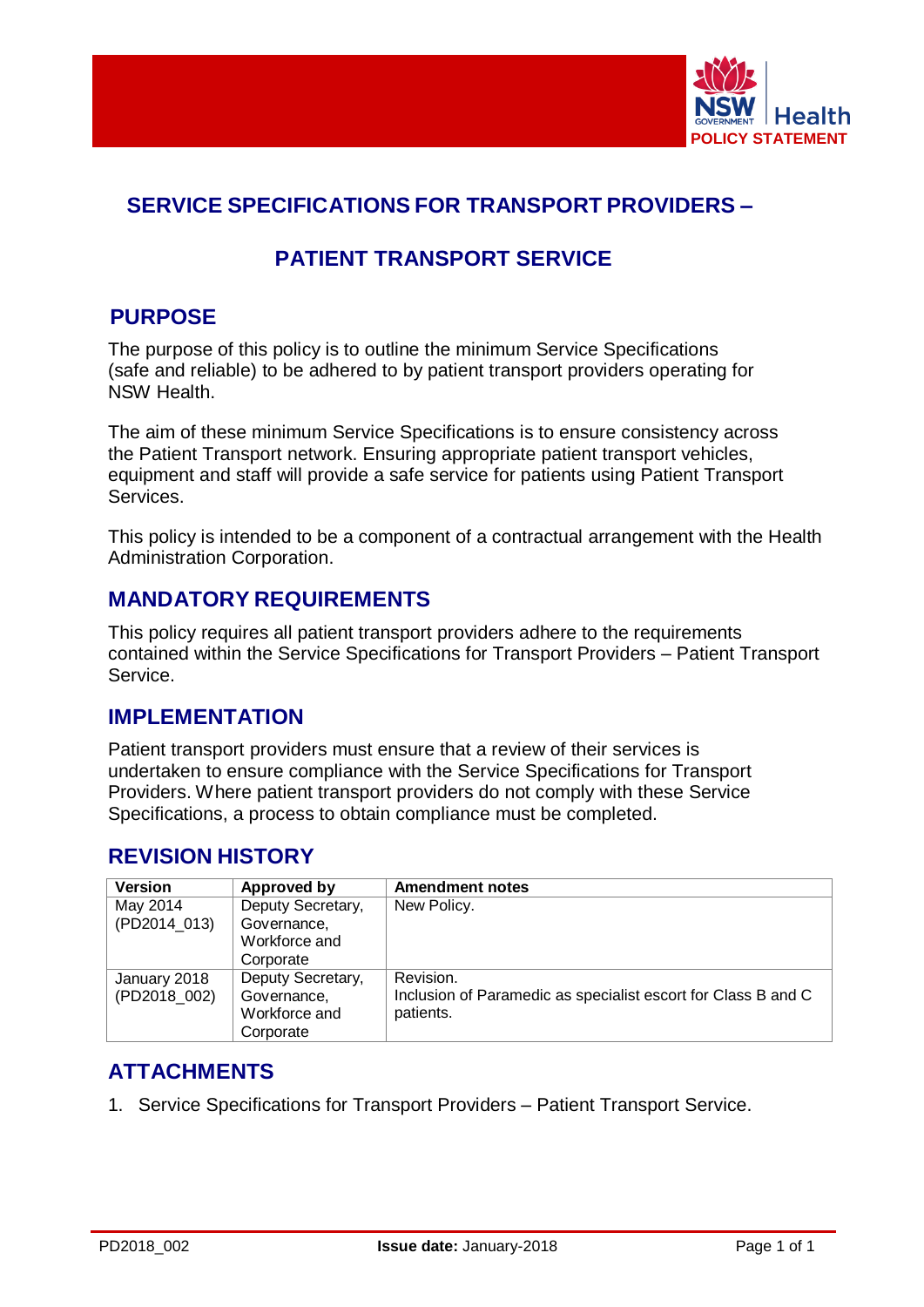POLICY STATEMENT

# SERVICE SPECIFICATIONS FOR TRANSPORT PROVIDERS – PATIENT TRANSPORT SERVICE

## PURPOSE

The purpose of this policy is to outline the minimum Service Specifications (safe and reliable) to be adhered to by patient transport providers operating for NSW Health.

The aim of these minimum Service Specifications is to ensure consistency across the Patient Transport network. Ensuring appropriate patient transport vehicles, equipment and staff will provide a safe service for patients using Patient Transport Services.

This policy is intended to be a component of a contractual arrangement with the Health Administration Corporation.

## MANDATORY REQUIREMENTS

This policy requires all patient transport providers adhere to the requirements contained within the Service Specifications for Transport Providers – Patient Transport Service.

## IMPLEMENTATION

Patient transport providers must ensure that a review of their services is undertaken to ensure compliance with the Service Specifications for Transport Providers. Where patient transport providers do not comply with these Service Specifications, a process to obtain compliance must be completed.

## REVISION HISTORY

| Version | Approved by | Amendment notes |
|---|---|---|
| May 2014 (PD2014_013) | Deputy Secretary, Governance, Workforce and Corporate | New Policy. |
| January 2018 (PD2018_002) | Deputy Secretary, Governance, Workforce and Corporate | Revision. Inclusion of Paramedic as specialist escort for Class B and C patients. |

## ATTACHMENTS

1. Service Specifications for Transport Providers – Patient Transport Service.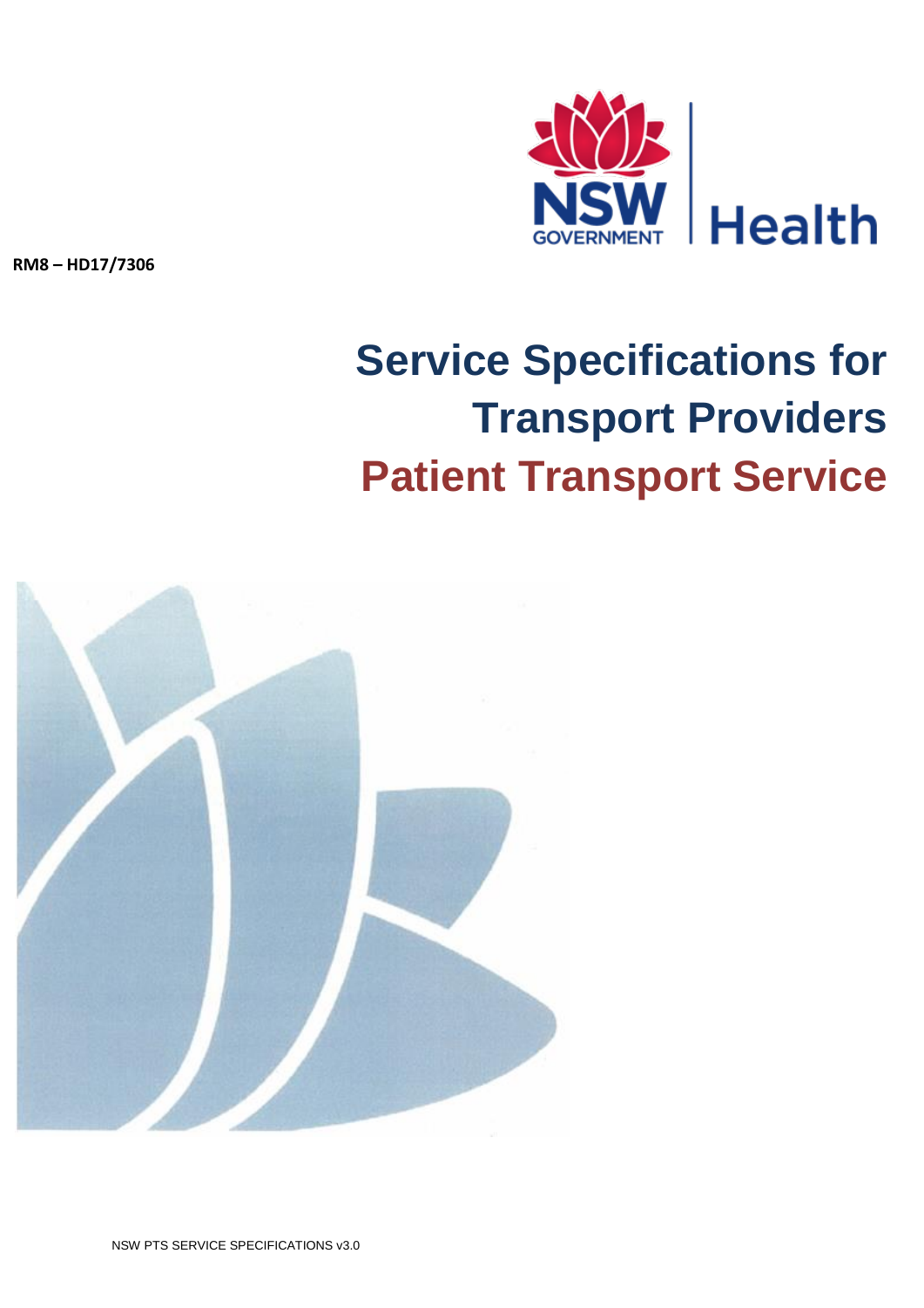RM8 – HD17/7306

# Service Specifications for Transport Providers

# Patient Transport Service

NSW PTS SERVICE SPECIFICATIONS v3.0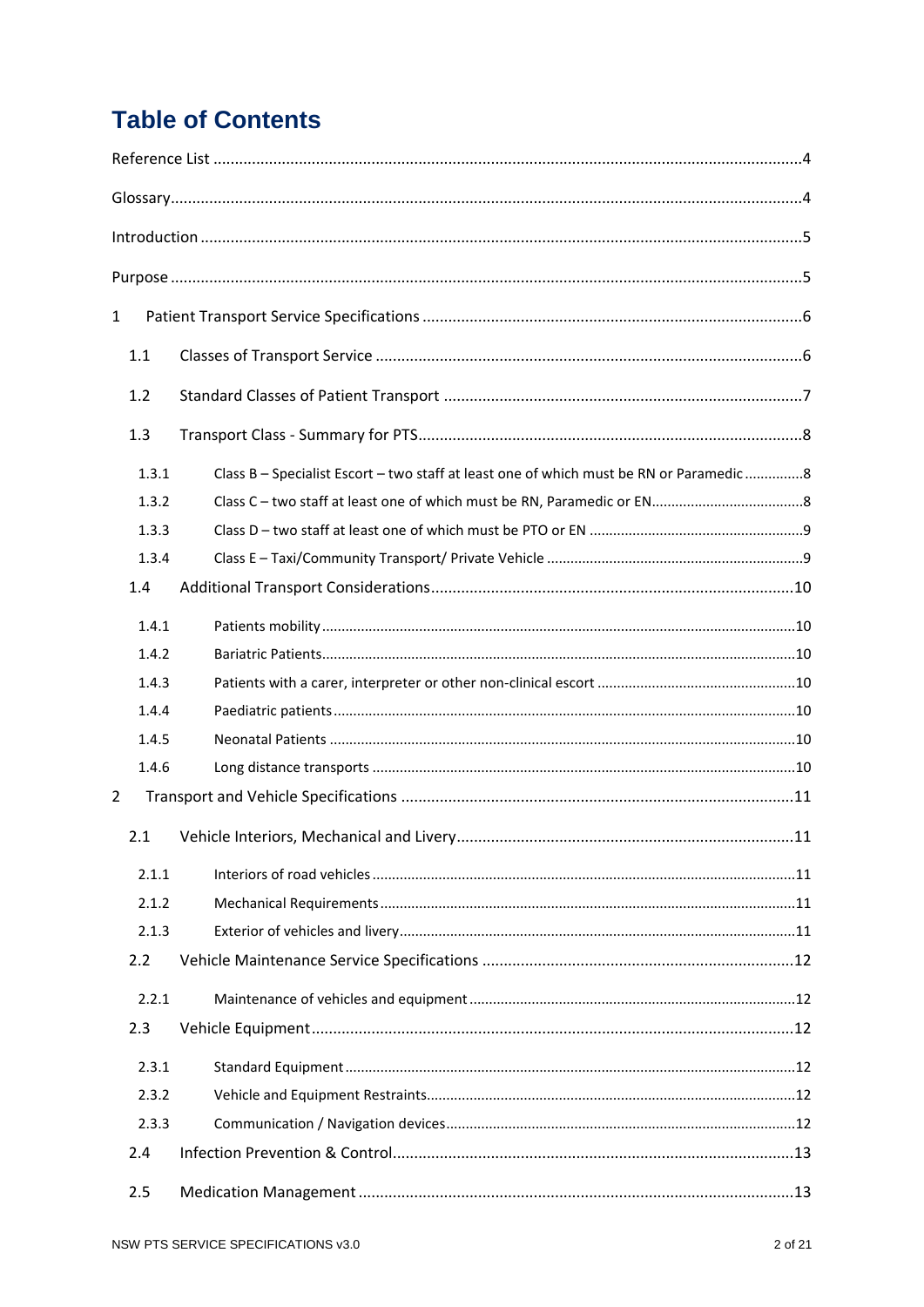# Table of Contents

Reference List ....................................................................................................................................4

Glossary...............................................................................................................................................4

Introduction .........................................................................................................................................5

Purpose ................................................................................................................................................5

1 Patient Transport Service Specifications ......................................................................................6

1.1 Classes of Transport Service .................................................................................................6

1.2 Standard Classes of Patient Transport ...................................................................................7

1.3 Transport Class - Summary for PTS........................................................................................8

1.3.1 Class B – Specialist Escort – two staff at least one of which must be RN or Paramedic ...............8

1.3.2 Class C – two staff at least one of which must be RN, Paramedic or EN.......................................8

1.3.3 Class D – two staff at least one of which must be PTO or EN ......................................................9

1.3.4 Class E – Taxi/Community Transport/ Private Vehicle .................................................................9

1.4 Additional Transport Considerations....................................................................................10

1.4.1 Patients mobility .........................................................................................................................10

1.4.2 Bariatric Patients.........................................................................................................................10

1.4.3 Patients with a carer, interpreter or other non-clinical escort ..................................................10

1.4.4 Paediatric patients ......................................................................................................................10

1.4.5 Neonatal Patients .......................................................................................................................10

1.4.6 Long distance transports ............................................................................................................10

2 Transport and Vehicle Specifications ..........................................................................................11

2.1 Vehicle Interiors, Mechanical and Livery..............................................................................11

2.1.1 Interiors of road vehicles ............................................................................................................11

2.1.2 Mechanical Requirements ..........................................................................................................11

2.1.3 Exterior of vehicles and livery.....................................................................................................11

2.2 Vehicle Maintenance Service Specifications ........................................................................12

2.2.1 Maintenance of vehicles and equipment ...................................................................................12

2.3 Vehicle Equipment................................................................................................................12

2.3.1 Standard Equipment ...................................................................................................................12

2.3.2 Vehicle and Equipment Restraints..............................................................................................12

2.3.3 Communication / Navigation devices.........................................................................................12

2.4 Infection Prevention & Control.............................................................................................13

2.5 Medication Management .....................................................................................................13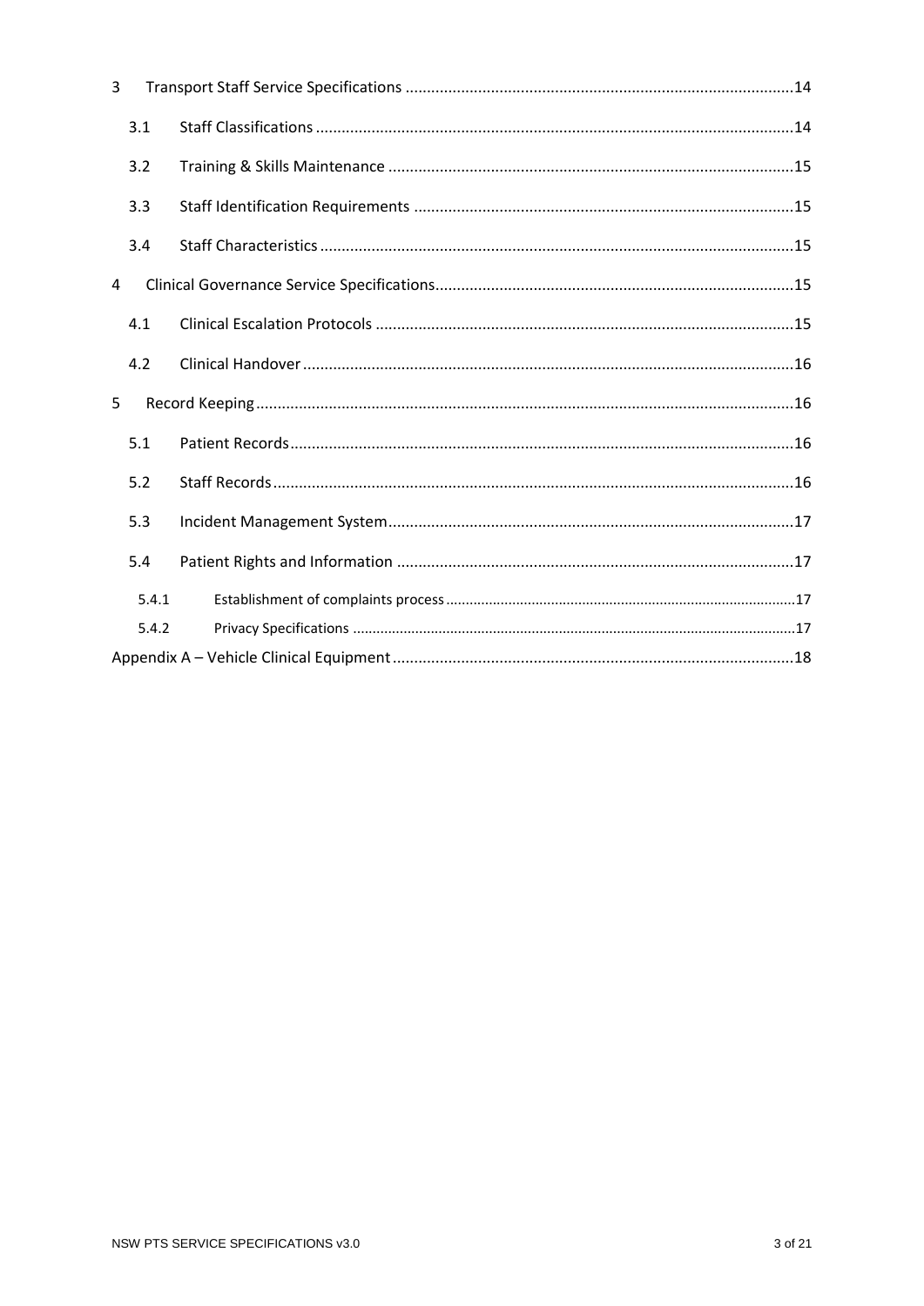3 Transport Staff Service Specifications ....14

3.1 Staff Classifications ....14

3.2 Training & Skills Maintenance ....15

3.3 Staff Identification Requirements ....15

3.4 Staff Characteristics ....15

4 Clinical Governance Service Specifications ....15

4.1 Clinical Escalation Protocols ....15

4.2 Clinical Handover ....16

5 Record Keeping ....16

5.1 Patient Records ....16

5.2 Staff Records ....16

5.3 Incident Management System ....17

5.4 Patient Rights and Information ....17

5.4.1 Establishment of complaints process ....17

5.4.2 Privacy Specifications ....17

Appendix A – Vehicle Clinical Equipment ....18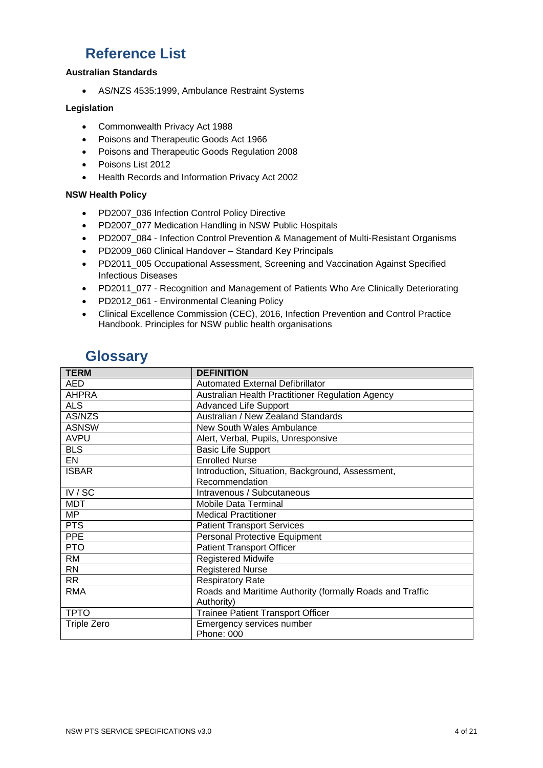# Reference List

**Australian Standards**

- AS/NZS 4535:1999, Ambulance Restraint Systems

**Legislation**

- Commonwealth Privacy Act 1988
- Poisons and Therapeutic Goods Act 1966
- Poisons and Therapeutic Goods Regulation 2008
- Poisons List 2012
- Health Records and Information Privacy Act 2002

**NSW Health Policy**

- PD2007_036 Infection Control Policy Directive
- PD2007_077 Medication Handling in NSW Public Hospitals
- PD2007_084 - Infection Control Prevention & Management of Multi-Resistant Organisms
- PD2009_060 Clinical Handover – Standard Key Principals
- PD2011_005 Occupational Assessment, Screening and Vaccination Against Specified Infectious Diseases
- PD2011_077 - Recognition and Management of Patients Who Are Clinically Deteriorating
- PD2012_061 - Environmental Cleaning Policy
- Clinical Excellence Commission (CEC), 2016, Infection Prevention and Control Practice Handbook. Principles for NSW public health organisations

# Glossary

| TERM | DEFINITION |
|---|---|
| AED | Automated External Defibrillator |
| AHPRA | Australian Health Practitioner Regulation Agency |
| ALS | Advanced Life Support |
| AS/NZS | Australian / New Zealand Standards |
| ASNSW | New South Wales Ambulance |
| AVPU | Alert, Verbal, Pupils, Unresponsive |
| BLS | Basic Life Support |
| EN | Enrolled Nurse |
| ISBAR | Introduction, Situation, Background, Assessment, Recommendation |
| IV / SC | Intravenous / Subcutaneous |
| MDT | Mobile Data Terminal |
| MP | Medical Practitioner |
| PTS | Patient Transport Services |
| PPE | Personal Protective Equipment |
| PTO | Patient Transport Officer |
| RM | Registered Midwife |
| RN | Registered Nurse |
| RR | Respiratory Rate |
| RMA | Roads and Maritime Authority (formally Roads and Traffic Authority) |
| TPTO | Trainee Patient Transport Officer |
| Triple Zero | Emergency services number<br>Phone: 000 |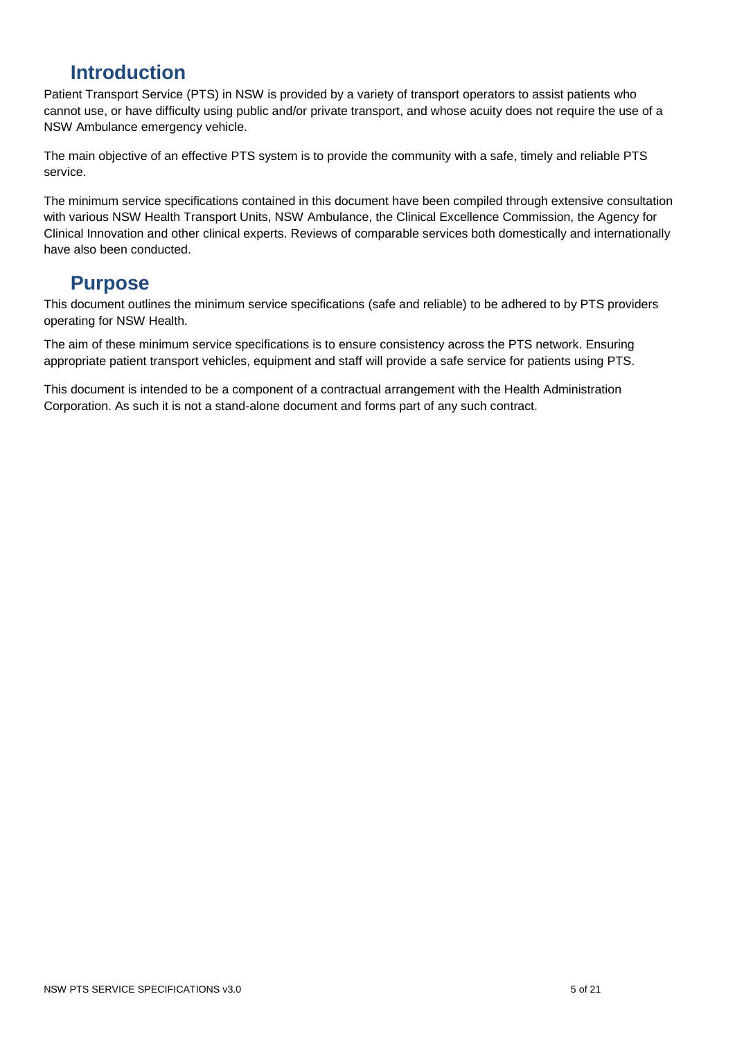## Introduction

Patient Transport Service (PTS) in NSW is provided by a variety of transport operators to assist patients who cannot use, or have difficulty using public and/or private transport, and whose acuity does not require the use of a NSW Ambulance emergency vehicle.

The main objective of an effective PTS system is to provide the community with a safe, timely and reliable PTS service.

The minimum service specifications contained in this document have been compiled through extensive consultation with various NSW Health Transport Units, NSW Ambulance, the Clinical Excellence Commission, the Agency for Clinical Innovation and other clinical experts. Reviews of comparable services both domestically and internationally have also been conducted.

## Purpose

This document outlines the minimum service specifications (safe and reliable) to be adhered to by PTS providers operating for NSW Health.

The aim of these minimum service specifications is to ensure consistency across the PTS network. Ensuring appropriate patient transport vehicles, equipment and staff will provide a safe service for patients using PTS.

This document is intended to be a component of a contractual arrangement with the Health Administration Corporation. As such it is not a stand-alone document and forms part of any such contract.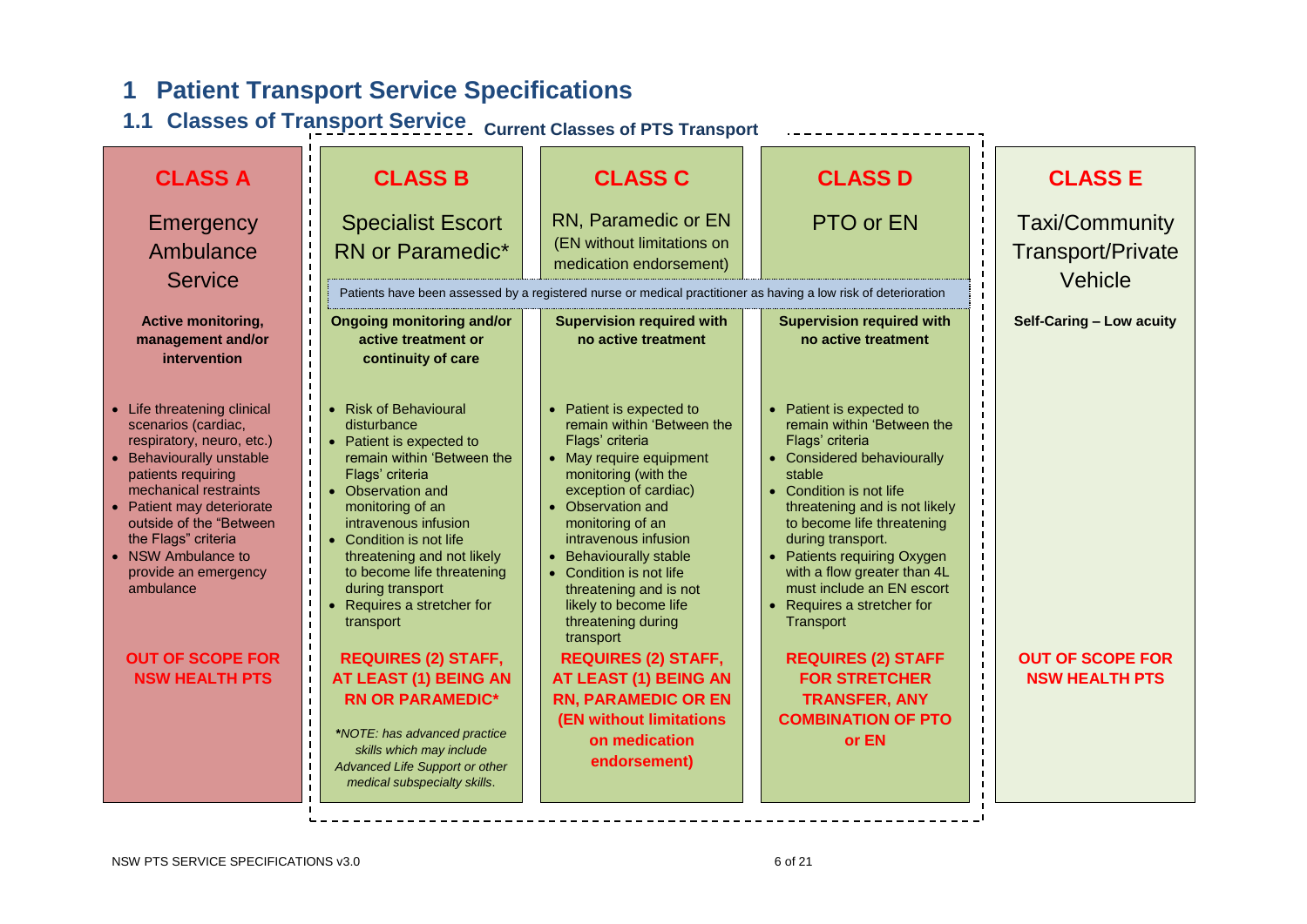# 1 Patient Transport Service Specifications

## 1.1 Classes of Transport Service

**Current Classes of PTS Transport**

| CLASS A | CLASS B | CLASS C | CLASS D | CLASS E |
|---|---|---|---|---|
| Emergency Ambulance Service | Specialist Escort RN or Paramedic* | RN, Paramedic or EN (EN without limitations on medication endorsement) | PTO or EN | Taxi/Community Transport/Private Vehicle |
| | Patients have been assessed by a registered nurse or medical practitioner as having a low risk of deterioration | | | |
| **Active monitoring, management and/or intervention** | **Ongoing monitoring and/or active treatment or continuity of care** | **Supervision required with no active treatment** | **Supervision required with no active treatment** | **Self-Caring – Low acuity** |
| • Life threatening clinical scenarios (cardiac, respiratory, neuro, etc.)<br>• Behaviourally unstable patients requiring mechanical restraints<br>• Patient may deteriorate outside of the "Between the Flags" criteria<br>• NSW Ambulance to provide an emergency ambulance | • Risk of Behavioural disturbance<br>• Patient is expected to remain within 'Between the Flags' criteria<br>• Observation and monitoring of an intravenous infusion<br>• Condition is not life threatening and not likely to become life threatening during transport<br>• Requires a stretcher for transport | • Patient is expected to remain within 'Between the Flags' criteria<br>• May require equipment monitoring (with the exception of cardiac)<br>• Observation and monitoring of an intravenous infusion<br>• Behaviourally stable<br>• Condition is not life threatening and is not likely to become life threatening during transport | • Patient is expected to remain within 'Between the Flags' criteria<br>• Considered behaviourally stable<br>• Condition is not life threatening and is not likely to become life threatening during transport.<br>• Patients requiring Oxygen with a flow greater than 4L must include an EN escort<br>• Requires a stretcher for Transport | |
| **OUT OF SCOPE FOR NSW HEALTH PTS** | **REQUIRES (2) STAFF, AT LEAST (1) BEING AN RN OR PARAMEDIC***<br><br>***NOTE:** *has advanced practice skills which may include Advanced Life Support or other medical subspecialty skills.* | **REQUIRES (2) STAFF, AT LEAST (1) BEING AN RN, PARAMEDIC OR EN (EN without limitations on medication endorsement)** | **REQUIRES (2) STAFF FOR STRETCHER TRANSFER, ANY COMBINATION OF PTO or EN** | **OUT OF SCOPE FOR NSW HEALTH PTS** |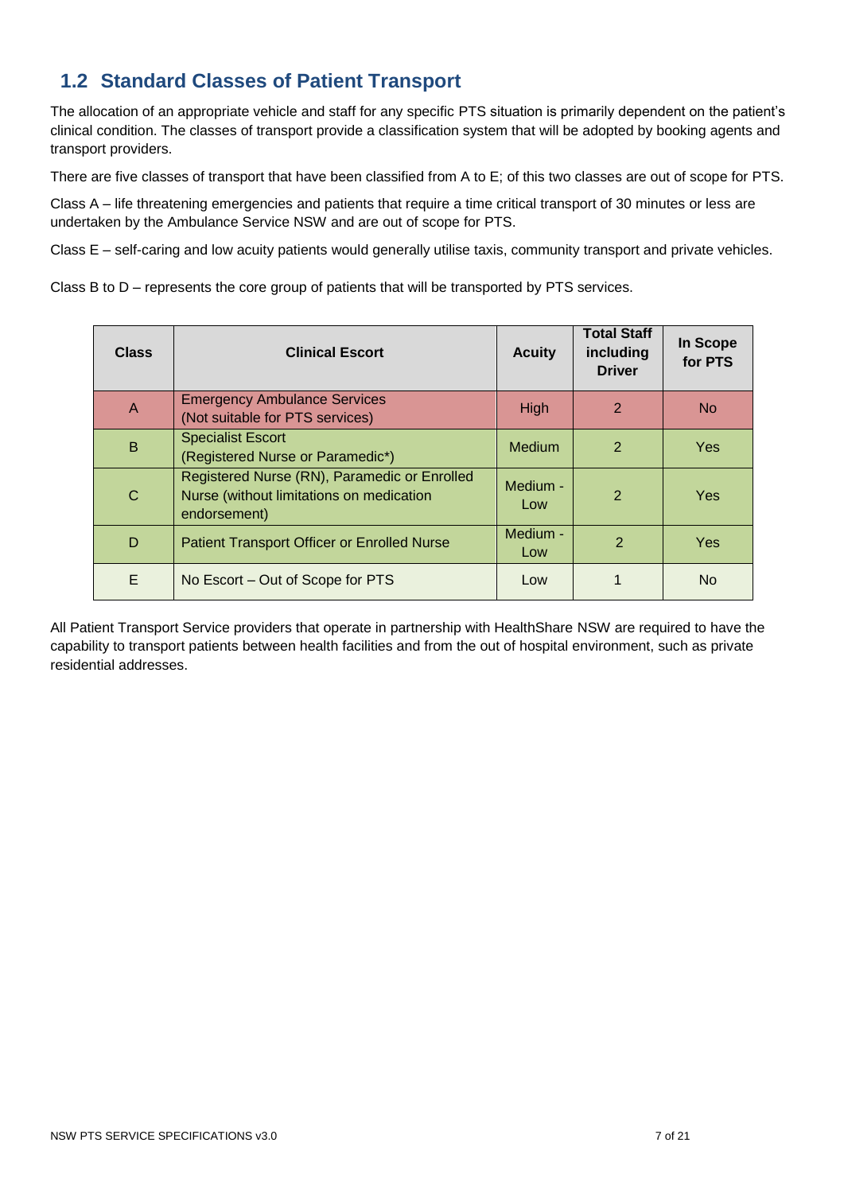## 1.2 Standard Classes of Patient Transport

The allocation of an appropriate vehicle and staff for any specific PTS situation is primarily dependent on the patient's clinical condition. The classes of transport provide a classification system that will be adopted by booking agents and transport providers.

There are five classes of transport that have been classified from A to E; of this two classes are out of scope for PTS.

Class A – life threatening emergencies and patients that require a time critical transport of 30 minutes or less are undertaken by the Ambulance Service NSW and are out of scope for PTS.

Class E – self-caring and low acuity patients would generally utilise taxis, community transport and private vehicles.

Class B to D – represents the core group of patients that will be transported by PTS services.

| Class | Clinical Escort | Acuity | Total Staff including Driver | In Scope for PTS |
|---|---|---|---|---|
| A | Emergency Ambulance Services (Not suitable for PTS services) | High | 2 | No |
| B | Specialist Escort (Registered Nurse or Paramedic*) | Medium | 2 | Yes |
| C | Registered Nurse (RN), Paramedic or Enrolled Nurse (without limitations on medication endorsement) | Medium - Low | 2 | Yes |
| D | Patient Transport Officer or Enrolled Nurse | Medium - Low | 2 | Yes |
| E | No Escort – Out of Scope for PTS | Low | 1 | No |

All Patient Transport Service providers that operate in partnership with HealthShare NSW are required to have the capability to transport patients between health facilities and from the out of hospital environment, such as private residential addresses.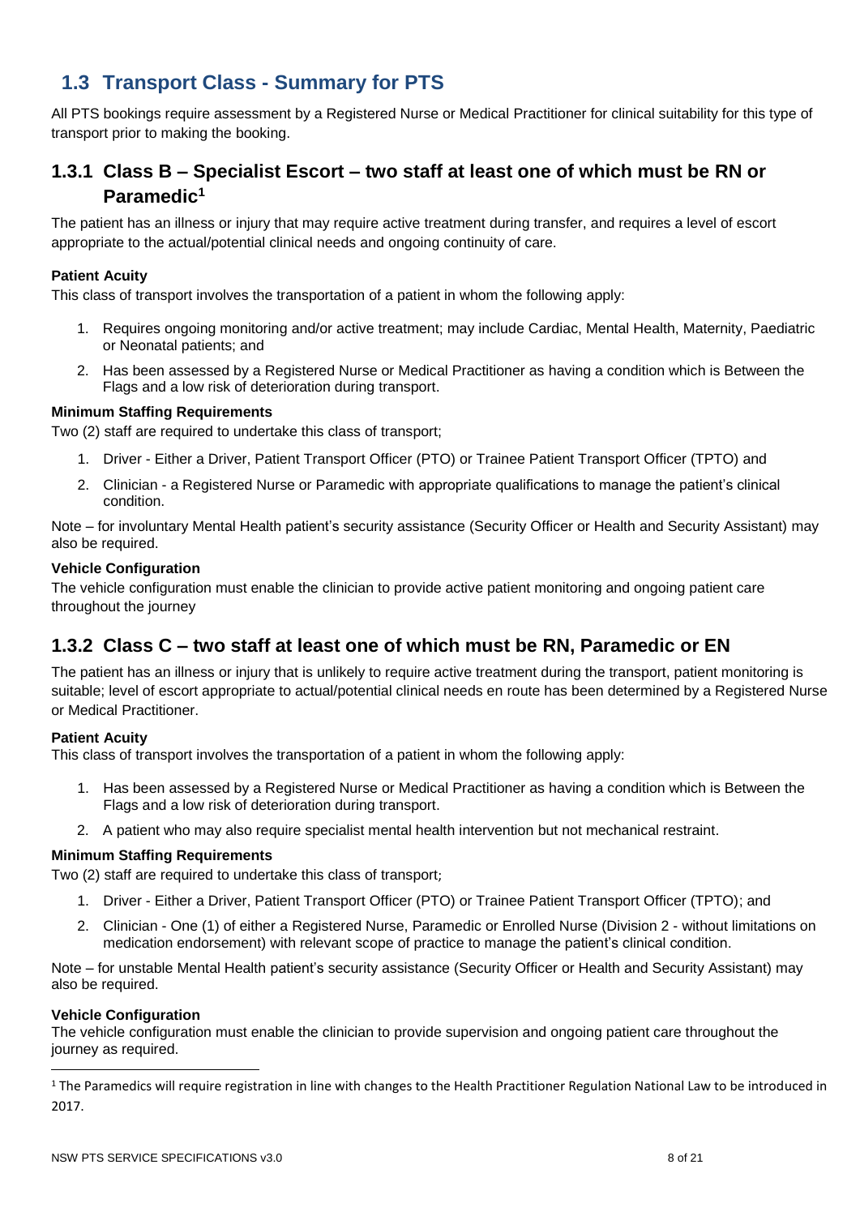## 1.3 Transport Class - Summary for PTS

All PTS bookings require assessment by a Registered Nurse or Medical Practitioner for clinical suitability for this type of transport prior to making the booking.

### 1.3.1 Class B – Specialist Escort – two staff at least one of which must be RN or Paramedic[1]

The patient has an illness or injury that may require active treatment during transfer, and requires a level of escort appropriate to the actual/potential clinical needs and ongoing continuity of care.

**Patient Acuity**

This class of transport involves the transportation of a patient in whom the following apply:

1. Requires ongoing monitoring and/or active treatment; may include Cardiac, Mental Health, Maternity, Paediatric or Neonatal patients; and
2. Has been assessed by a Registered Nurse or Medical Practitioner as having a condition which is Between the Flags and a low risk of deterioration during transport.

**Minimum Staffing Requirements**

Two (2) staff are required to undertake this class of transport;

1. Driver - Either a Driver, Patient Transport Officer (PTO) or Trainee Patient Transport Officer (TPTO) and
2. Clinician - a Registered Nurse or Paramedic with appropriate qualifications to manage the patient's clinical condition.

Note – for involuntary Mental Health patient's security assistance (Security Officer or Health and Security Assistant) may also be required.

**Vehicle Configuration**

The vehicle configuration must enable the clinician to provide active patient monitoring and ongoing patient care throughout the journey

### 1.3.2 Class C – two staff at least one of which must be RN, Paramedic or EN

The patient has an illness or injury that is unlikely to require active treatment during the transport, patient monitoring is suitable; level of escort appropriate to actual/potential clinical needs en route has been determined by a Registered Nurse or Medical Practitioner.

**Patient Acuity**

This class of transport involves the transportation of a patient in whom the following apply:

1. Has been assessed by a Registered Nurse or Medical Practitioner as having a condition which is Between the Flags and a low risk of deterioration during transport.
2. A patient who may also require specialist mental health intervention but not mechanical restraint.

**Minimum Staffing Requirements**

Two (2) staff are required to undertake this class of transport;

1. Driver - Either a Driver, Patient Transport Officer (PTO) or Trainee Patient Transport Officer (TPTO); and
2. Clinician - One (1) of either a Registered Nurse, Paramedic or Enrolled Nurse (Division 2 - without limitations on medication endorsement) with relevant scope of practice to manage the patient's clinical condition.

Note – for unstable Mental Health patient's security assistance (Security Officer or Health and Security Assistant) may also be required.

**Vehicle Configuration**

The vehicle configuration must enable the clinician to provide supervision and ongoing patient care throughout the journey as required.

---

[1] The Paramedics will require registration in line with changes to the Health Practitioner Regulation National Law to be introduced in 2017.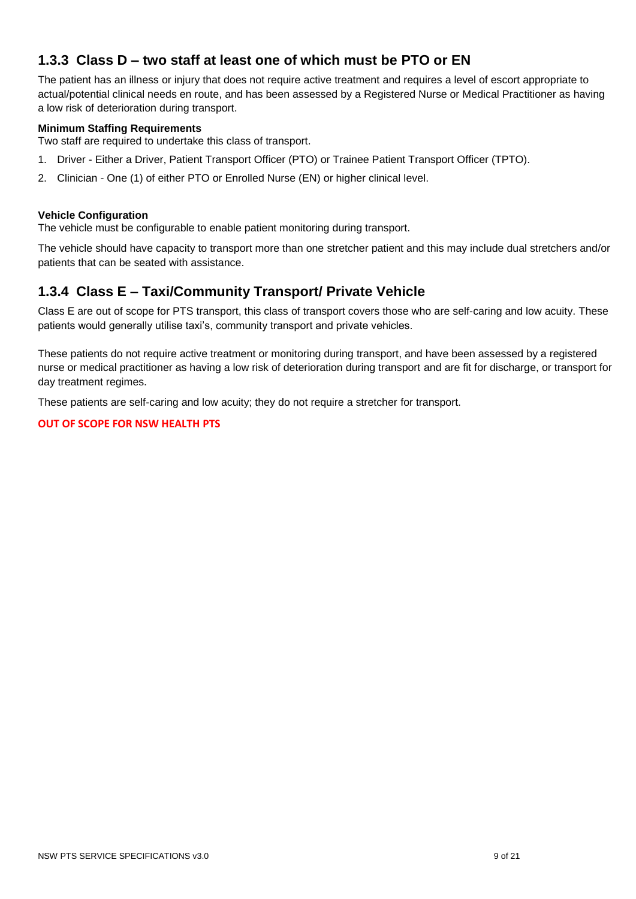### 1.3.3 Class D – two staff at least one of which must be PTO or EN

The patient has an illness or injury that does not require active treatment and requires a level of escort appropriate to actual/potential clinical needs en route, and has been assessed by a Registered Nurse or Medical Practitioner as having a low risk of deterioration during transport.

**Minimum Staffing Requirements**

Two staff are required to undertake this class of transport.

1. Driver - Either a Driver, Patient Transport Officer (PTO) or Trainee Patient Transport Officer (TPTO).
2. Clinician - One (1) of either PTO or Enrolled Nurse (EN) or higher clinical level.

**Vehicle Configuration**

The vehicle must be configurable to enable patient monitoring during transport.

The vehicle should have capacity to transport more than one stretcher patient and this may include dual stretchers and/or patients that can be seated with assistance.

### 1.3.4 Class E – Taxi/Community Transport/ Private Vehicle

Class E are out of scope for PTS transport, this class of transport covers those who are self-caring and low acuity. These patients would generally utilise taxi's, community transport and private vehicles.

These patients do not require active treatment or monitoring during transport, and have been assessed by a registered nurse or medical practitioner as having a low risk of deterioration during transport and are fit for discharge, or transport for day treatment regimes.

These patients are self-caring and low acuity; they do not require a stretcher for transport.

**OUT OF SCOPE FOR NSW HEALTH PTS**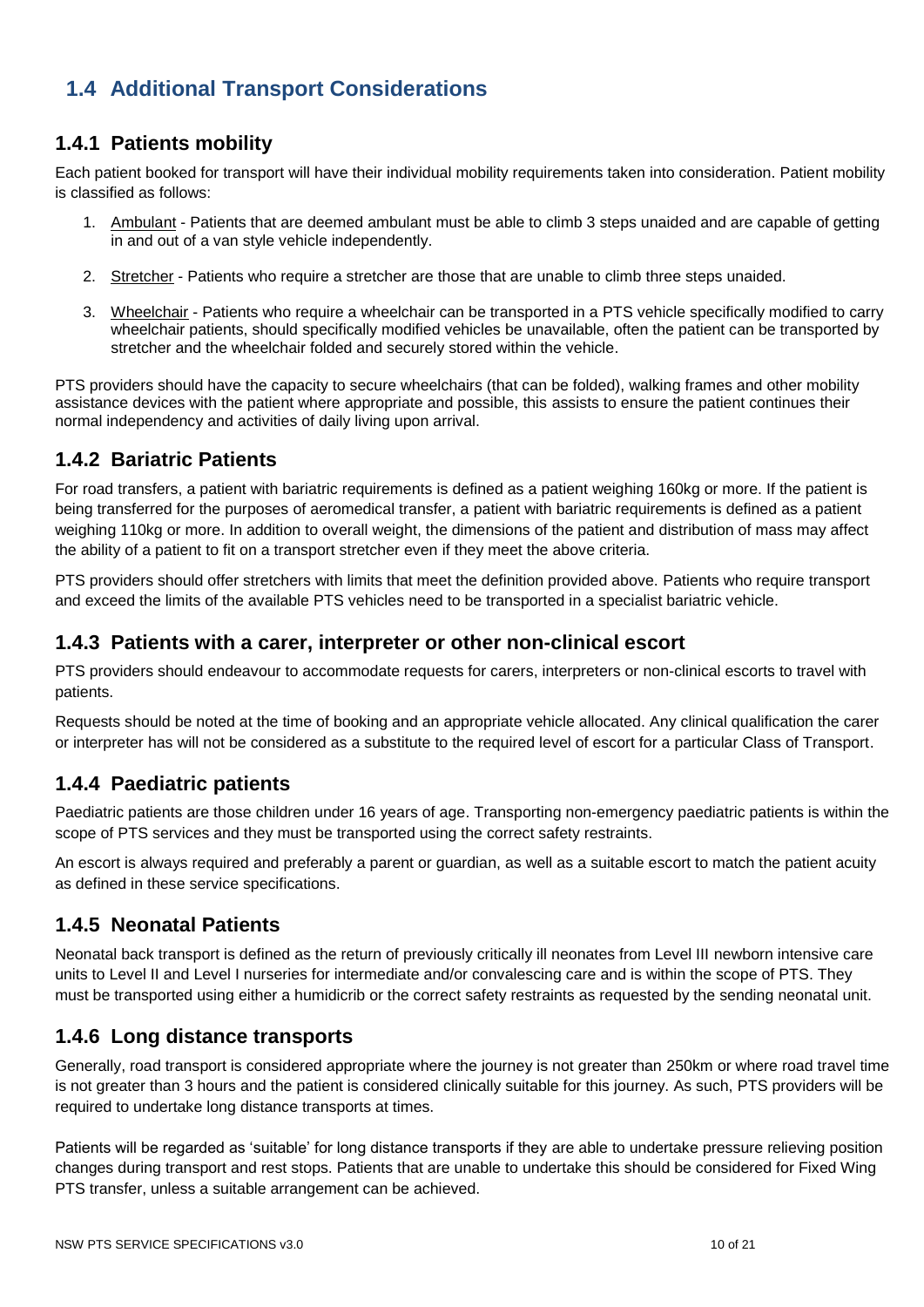## 1.4 Additional Transport Considerations

### 1.4.1 Patients mobility

Each patient booked for transport will have their individual mobility requirements taken into consideration. Patient mobility is classified as follows:

1. Ambulant - Patients that are deemed ambulant must be able to climb 3 steps unaided and are capable of getting in and out of a van style vehicle independently.
2. Stretcher - Patients who require a stretcher are those that are unable to climb three steps unaided.
3. Wheelchair - Patients who require a wheelchair can be transported in a PTS vehicle specifically modified to carry wheelchair patients, should specifically modified vehicles be unavailable, often the patient can be transported by stretcher and the wheelchair folded and securely stored within the vehicle.

PTS providers should have the capacity to secure wheelchairs (that can be folded), walking frames and other mobility assistance devices with the patient where appropriate and possible, this assists to ensure the patient continues their normal independency and activities of daily living upon arrival.

### 1.4.2 Bariatric Patients

For road transfers, a patient with bariatric requirements is defined as a patient weighing 160kg or more. If the patient is being transferred for the purposes of aeromedical transfer, a patient with bariatric requirements is defined as a patient weighing 110kg or more. In addition to overall weight, the dimensions of the patient and distribution of mass may affect the ability of a patient to fit on a transport stretcher even if they meet the above criteria.

PTS providers should offer stretchers with limits that meet the definition provided above. Patients who require transport and exceed the limits of the available PTS vehicles need to be transported in a specialist bariatric vehicle.

### 1.4.3 Patients with a carer, interpreter or other non-clinical escort

PTS providers should endeavour to accommodate requests for carers, interpreters or non-clinical escorts to travel with patients.

Requests should be noted at the time of booking and an appropriate vehicle allocated. Any clinical qualification the carer or interpreter has will not be considered as a substitute to the required level of escort for a particular Class of Transport.

### 1.4.4 Paediatric patients

Paediatric patients are those children under 16 years of age. Transporting non-emergency paediatric patients is within the scope of PTS services and they must be transported using the correct safety restraints.

An escort is always required and preferably a parent or guardian, as well as a suitable escort to match the patient acuity as defined in these service specifications.

### 1.4.5 Neonatal Patients

Neonatal back transport is defined as the return of previously critically ill neonates from Level III newborn intensive care units to Level II and Level I nurseries for intermediate and/or convalescing care and is within the scope of PTS. They must be transported using either a humidicrib or the correct safety restraints as requested by the sending neonatal unit.

### 1.4.6 Long distance transports

Generally, road transport is considered appropriate where the journey is not greater than 250km or where road travel time is not greater than 3 hours and the patient is considered clinically suitable for this journey. As such, PTS providers will be required to undertake long distance transports at times.

Patients will be regarded as 'suitable' for long distance transports if they are able to undertake pressure relieving position changes during transport and rest stops. Patients that are unable to undertake this should be considered for Fixed Wing PTS transfer, unless a suitable arrangement can be achieved.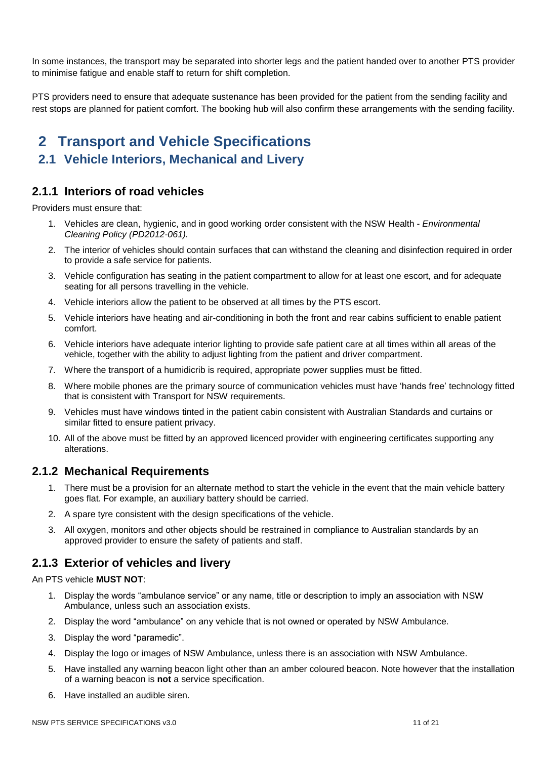In some instances, the transport may be separated into shorter legs and the patient handed over to another PTS provider to minimise fatigue and enable staff to return for shift completion.

PTS providers need to ensure that adequate sustenance has been provided for the patient from the sending facility and rest stops are planned for patient comfort. The booking hub will also confirm these arrangements with the sending facility.

# 2 Transport and Vehicle Specifications

## 2.1 Vehicle Interiors, Mechanical and Livery

### 2.1.1 Interiors of road vehicles

Providers must ensure that:

1. Vehicles are clean, hygienic, and in good working order consistent with the NSW Health - *Environmental Cleaning Policy (PD2012-061)*.
2. The interior of vehicles should contain surfaces that can withstand the cleaning and disinfection required in order to provide a safe service for patients.
3. Vehicle configuration has seating in the patient compartment to allow for at least one escort, and for adequate seating for all persons travelling in the vehicle.
4. Vehicle interiors allow the patient to be observed at all times by the PTS escort.
5. Vehicle interiors have heating and air-conditioning in both the front and rear cabins sufficient to enable patient comfort.
6. Vehicle interiors have adequate interior lighting to provide safe patient care at all times within all areas of the vehicle, together with the ability to adjust lighting from the patient and driver compartment.
7. Where the transport of a humidicrib is required, appropriate power supplies must be fitted.
8. Where mobile phones are the primary source of communication vehicles must have 'hands free' technology fitted that is consistent with Transport for NSW requirements.
9. Vehicles must have windows tinted in the patient cabin consistent with Australian Standards and curtains or similar fitted to ensure patient privacy.
10. All of the above must be fitted by an approved licenced provider with engineering certificates supporting any alterations.

### 2.1.2 Mechanical Requirements

1. There must be a provision for an alternate method to start the vehicle in the event that the main vehicle battery goes flat. For example, an auxiliary battery should be carried.
2. A spare tyre consistent with the design specifications of the vehicle.
3. All oxygen, monitors and other objects should be restrained in compliance to Australian standards by an approved provider to ensure the safety of patients and staff.

### 2.1.3 Exterior of vehicles and livery

An PTS vehicle **MUST NOT**:

1. Display the words "ambulance service" or any name, title or description to imply an association with NSW Ambulance, unless such an association exists.
2. Display the word "ambulance" on any vehicle that is not owned or operated by NSW Ambulance.
3. Display the word "paramedic".
4. Display the logo or images of NSW Ambulance, unless there is an association with NSW Ambulance.
5. Have installed any warning beacon light other than an amber coloured beacon. Note however that the installation of a warning beacon is **not** a service specification.
6. Have installed an audible siren.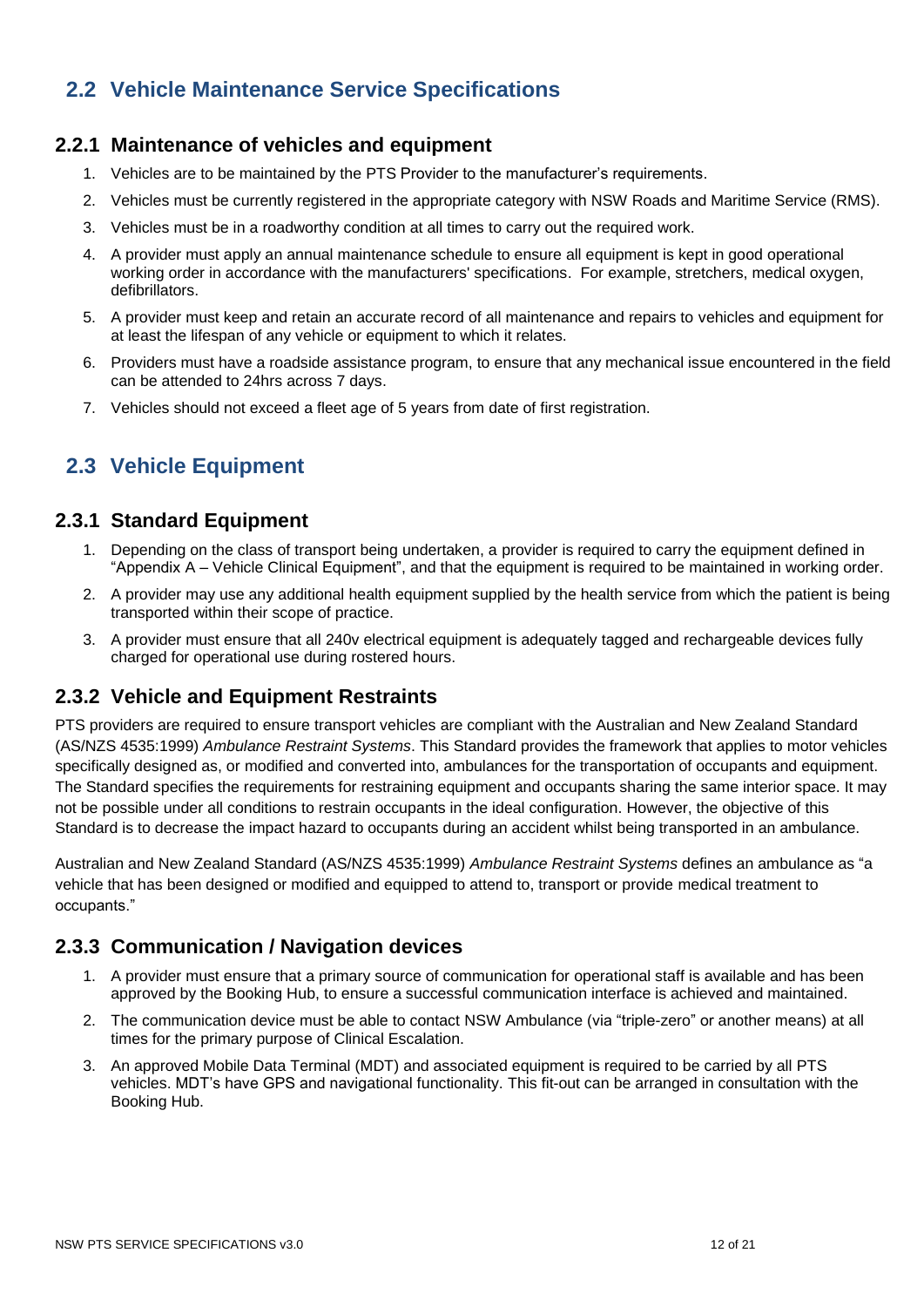## 2.2 Vehicle Maintenance Service Specifications

### 2.2.1 Maintenance of vehicles and equipment

1. Vehicles are to be maintained by the PTS Provider to the manufacturer's requirements.
2. Vehicles must be currently registered in the appropriate category with NSW Roads and Maritime Service (RMS).
3. Vehicles must be in a roadworthy condition at all times to carry out the required work.
4. A provider must apply an annual maintenance schedule to ensure all equipment is kept in good operational working order in accordance with the manufacturers' specifications. For example, stretchers, medical oxygen, defibrillators.
5. A provider must keep and retain an accurate record of all maintenance and repairs to vehicles and equipment for at least the lifespan of any vehicle or equipment to which it relates.
6. Providers must have a roadside assistance program, to ensure that any mechanical issue encountered in the field can be attended to 24hrs across 7 days.
7. Vehicles should not exceed a fleet age of 5 years from date of first registration.

## 2.3 Vehicle Equipment

### 2.3.1 Standard Equipment

1. Depending on the class of transport being undertaken, a provider is required to carry the equipment defined in "Appendix A – Vehicle Clinical Equipment", and that the equipment is required to be maintained in working order.
2. A provider may use any additional health equipment supplied by the health service from which the patient is being transported within their scope of practice.
3. A provider must ensure that all 240v electrical equipment is adequately tagged and rechargeable devices fully charged for operational use during rostered hours.

### 2.3.2 Vehicle and Equipment Restraints

PTS providers are required to ensure transport vehicles are compliant with the Australian and New Zealand Standard (AS/NZS 4535:1999) *Ambulance Restraint Systems*. This Standard provides the framework that applies to motor vehicles specifically designed as, or modified and converted into, ambulances for the transportation of occupants and equipment. The Standard specifies the requirements for restraining equipment and occupants sharing the same interior space. It may not be possible under all conditions to restrain occupants in the ideal configuration. However, the objective of this Standard is to decrease the impact hazard to occupants during an accident whilst being transported in an ambulance.

Australian and New Zealand Standard (AS/NZS 4535:1999) *Ambulance Restraint Systems* defines an ambulance as "a vehicle that has been designed or modified and equipped to attend to, transport or provide medical treatment to occupants."

### 2.3.3 Communication / Navigation devices

1. A provider must ensure that a primary source of communication for operational staff is available and has been approved by the Booking Hub, to ensure a successful communication interface is achieved and maintained.
2. The communication device must be able to contact NSW Ambulance (via "triple-zero" or another means) at all times for the primary purpose of Clinical Escalation.
3. An approved Mobile Data Terminal (MDT) and associated equipment is required to be carried by all PTS vehicles. MDT's have GPS and navigational functionality. This fit-out can be arranged in consultation with the Booking Hub.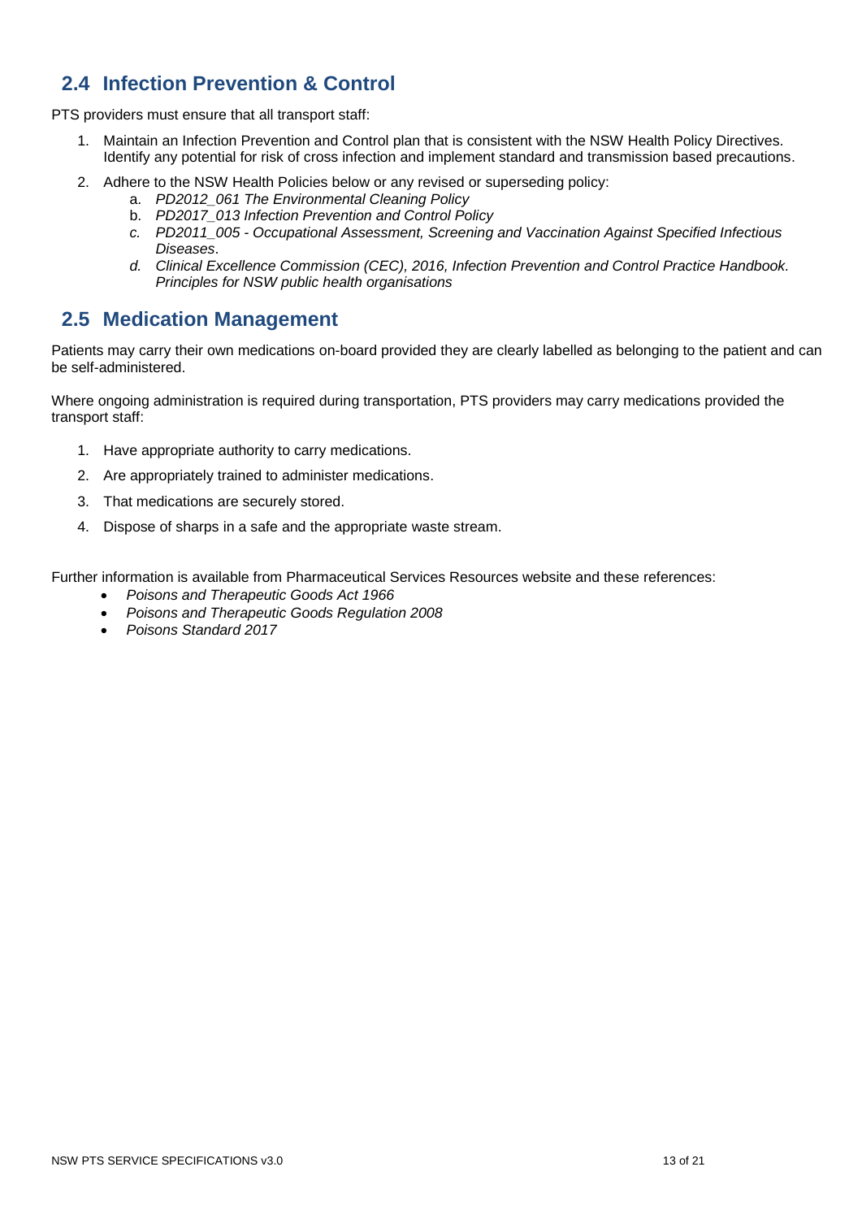## 2.4 Infection Prevention & Control

PTS providers must ensure that all transport staff:

1. Maintain an Infection Prevention and Control plan that is consistent with the NSW Health Policy Directives. Identify any potential for risk of cross infection and implement standard and transmission based precautions.
2. Adhere to the NSW Health Policies below or any revised or superseding policy:
   a. *PD2012_061 The Environmental Cleaning Policy*
   b. *PD2017_013 Infection Prevention and Control Policy*
   c. *PD2011_005 - Occupational Assessment, Screening and Vaccination Against Specified Infectious Diseases*.
   d. *Clinical Excellence Commission (CEC), 2016, Infection Prevention and Control Practice Handbook. Principles for NSW public health organisations*

## 2.5 Medication Management

Patients may carry their own medications on-board provided they are clearly labelled as belonging to the patient and can be self-administered.

Where ongoing administration is required during transportation, PTS providers may carry medications provided the transport staff:

1. Have appropriate authority to carry medications.
2. Are appropriately trained to administer medications.
3. That medications are securely stored.
4. Dispose of sharps in a safe and the appropriate waste stream.

Further information is available from Pharmaceutical Services Resources website and these references:

- *Poisons and Therapeutic Goods Act 1966*
- *Poisons and Therapeutic Goods Regulation 2008*
- *Poisons Standard 2017*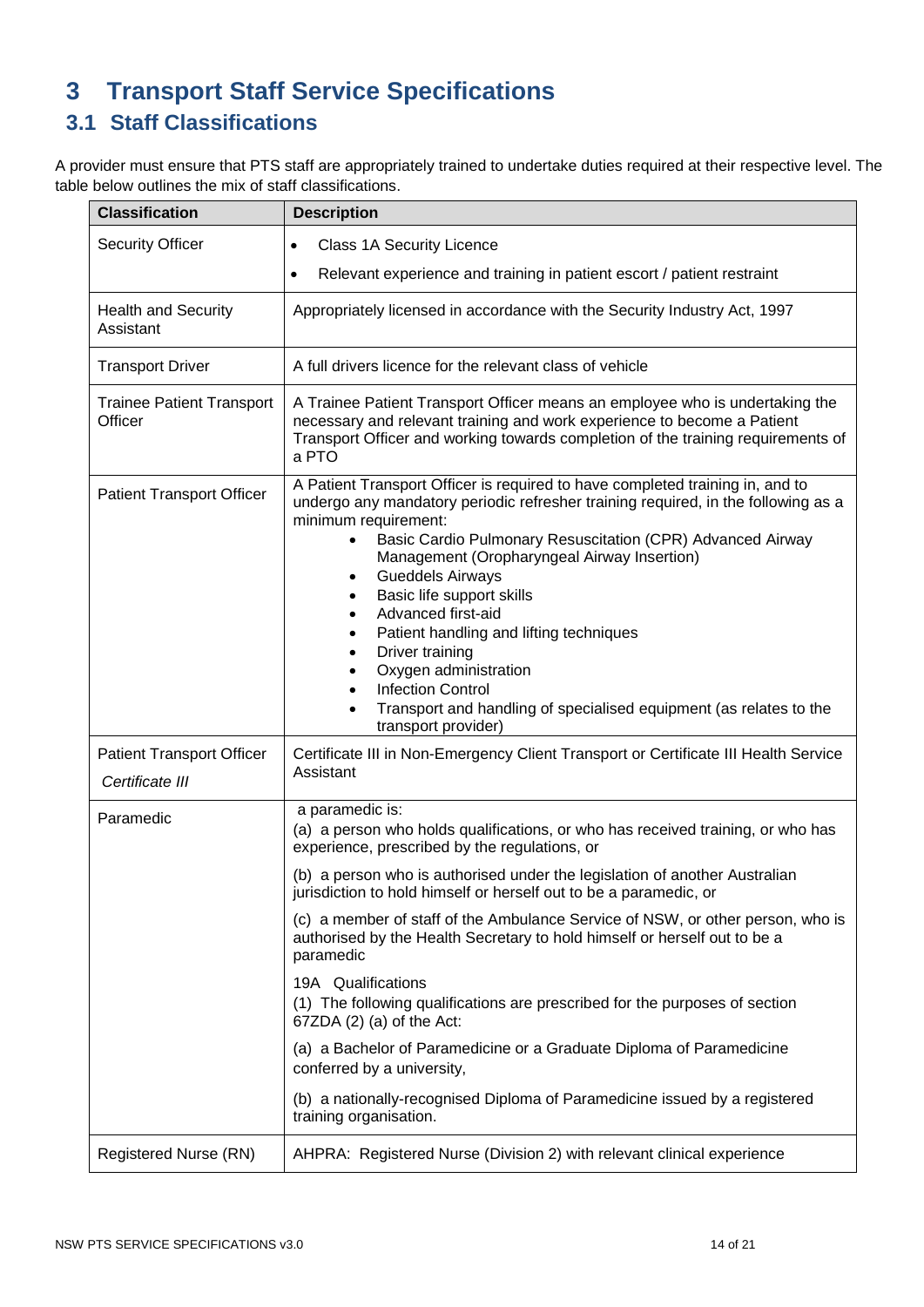# 3 Transport Staff Service Specifications

## 3.1 Staff Classifications

A provider must ensure that PTS staff are appropriately trained to undertake duties required at their respective level. The table below outlines the mix of staff classifications.

| Classification | Description |
|---|---|
| Security Officer | • Class 1A Security Licence<br>• Relevant experience and training in patient escort / patient restraint |
| Health and Security Assistant | Appropriately licensed in accordance with the Security Industry Act, 1997 |
| Transport Driver | A full drivers licence for the relevant class of vehicle |
| Trainee Patient Transport Officer | A Trainee Patient Transport Officer means an employee who is undertaking the necessary and relevant training and work experience to become a Patient Transport Officer and working towards completion of the training requirements of a PTO |
| Patient Transport Officer | A Patient Transport Officer is required to have completed training in, and to undergo any mandatory periodic refresher training required, in the following as a minimum requirement:<br>• Basic Cardio Pulmonary Resuscitation (CPR) Advanced Airway Management (Oropharyngeal Airway Insertion)<br>• Gueddels Airways<br>• Basic life support skills<br>• Advanced first-aid<br>• Patient handling and lifting techniques<br>• Driver training<br>• Oxygen administration<br>• Infection Control<br>• Transport and handling of specialised equipment (as relates to the transport provider) |
| Patient Transport Officer *Certificate III* | Certificate III in Non-Emergency Client Transport or Certificate III Health Service Assistant |
| Paramedic | a paramedic is:<br>(a) a person who holds qualifications, or who has received training, or who has experience, prescribed by the regulations, or<br>(b) a person who is authorised under the legislation of another Australian jurisdiction to hold himself or herself out to be a paramedic, or<br>(c) a member of staff of the Ambulance Service of NSW, or other person, who is authorised by the Health Secretary to hold himself or herself out to be a paramedic<br>19A Qualifications<br>(1) The following qualifications are prescribed for the purposes of section 67ZDA (2) (a) of the Act:<br>(a) a Bachelor of Paramedicine or a Graduate Diploma of Paramedicine conferred by a university,<br>(b) a nationally-recognised Diploma of Paramedicine issued by a registered training organisation. |
| Registered Nurse (RN) | AHPRA: Registered Nurse (Division 2) with relevant clinical experience |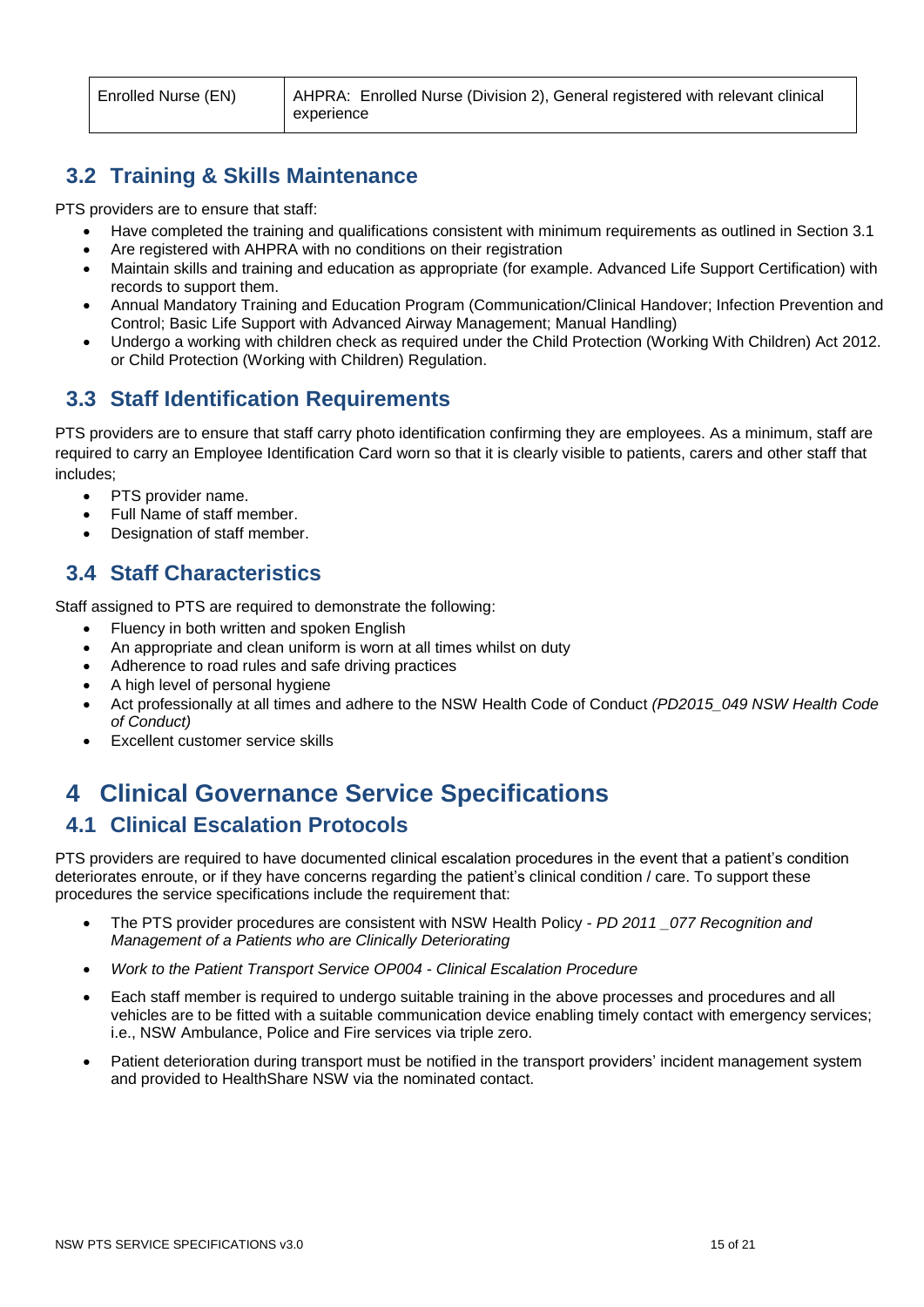| | |
|---|---|
| Enrolled Nurse (EN) | AHPRA: Enrolled Nurse (Division 2), General registered with relevant clinical experience |

## 3.2 Training & Skills Maintenance

PTS providers are to ensure that staff:

- Have completed the training and qualifications consistent with minimum requirements as outlined in Section 3.1
- Are registered with AHPRA with no conditions on their registration
- Maintain skills and training and education as appropriate (for example. Advanced Life Support Certification) with records to support them.
- Annual Mandatory Training and Education Program (Communication/Clinical Handover; Infection Prevention and Control; Basic Life Support with Advanced Airway Management; Manual Handling)
- Undergo a working with children check as required under the Child Protection (Working With Children) Act 2012. or Child Protection (Working with Children) Regulation.

## 3.3 Staff Identification Requirements

PTS providers are to ensure that staff carry photo identification confirming they are employees. As a minimum, staff are required to carry an Employee Identification Card worn so that it is clearly visible to patients, carers and other staff that includes;

- PTS provider name.
- Full Name of staff member.
- Designation of staff member.

## 3.4 Staff Characteristics

Staff assigned to PTS are required to demonstrate the following:

- Fluency in both written and spoken English
- An appropriate and clean uniform is worn at all times whilst on duty
- Adherence to road rules and safe driving practices
- A high level of personal hygiene
- Act professionally at all times and adhere to the NSW Health Code of Conduct *(PD2015_049 NSW Health Code of Conduct)*
- Excellent customer service skills

# 4 Clinical Governance Service Specifications

## 4.1 Clinical Escalation Protocols

PTS providers are required to have documented clinical escalation procedures in the event that a patient's condition deteriorates enroute, or if they have concerns regarding the patient's clinical condition / care. To support these procedures the service specifications include the requirement that:

- The PTS provider procedures are consistent with NSW Health Policy - *PD 2011 _077 Recognition and Management of a Patients who are Clinically Deteriorating*
- *Work to the Patient Transport Service OP004 - Clinical Escalation Procedure*
- Each staff member is required to undergo suitable training in the above processes and procedures and all vehicles are to be fitted with a suitable communication device enabling timely contact with emergency services; i.e., NSW Ambulance, Police and Fire services via triple zero.
- Patient deterioration during transport must be notified in the transport providers' incident management system and provided to HealthShare NSW via the nominated contact.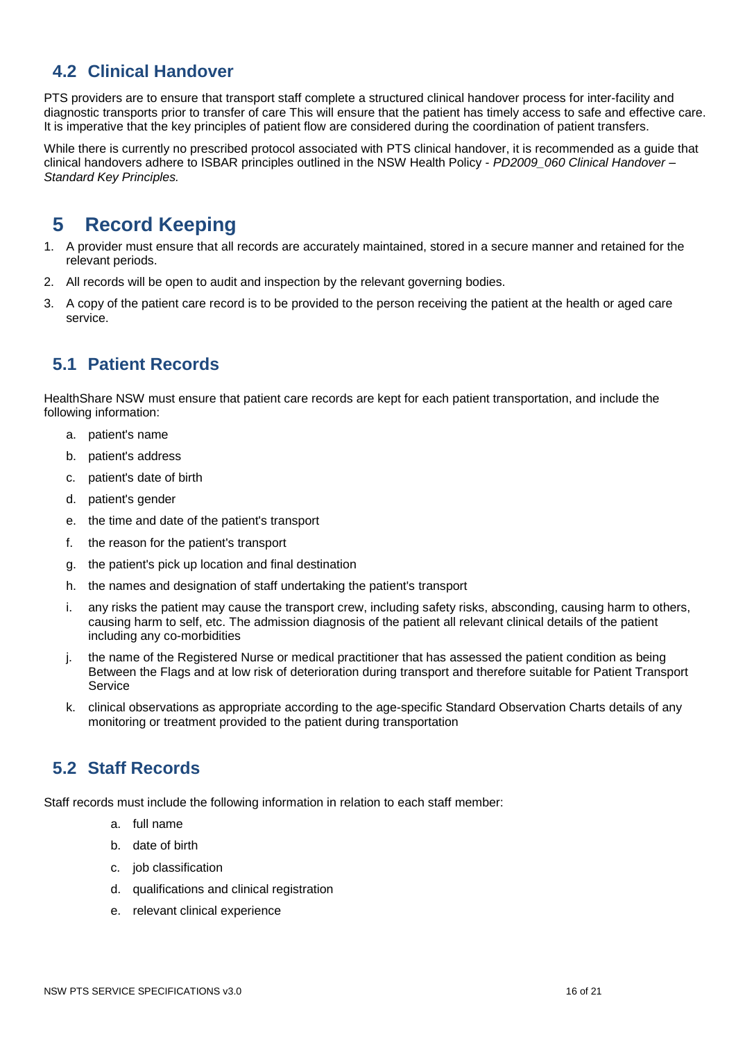## 4.2 Clinical Handover

PTS providers are to ensure that transport staff complete a structured clinical handover process for inter-facility and diagnostic transports prior to transfer of care This will ensure that the patient has timely access to safe and effective care. It is imperative that the key principles of patient flow are considered during the coordination of patient transfers.

While there is currently no prescribed protocol associated with PTS clinical handover, it is recommended as a guide that clinical handovers adhere to ISBAR principles outlined in the NSW Health Policy - *PD2009_060 Clinical Handover – Standard Key Principles.*

# 5 Record Keeping

1. A provider must ensure that all records are accurately maintained, stored in a secure manner and retained for the relevant periods.
2. All records will be open to audit and inspection by the relevant governing bodies.
3. A copy of the patient care record is to be provided to the person receiving the patient at the health or aged care service.

## 5.1 Patient Records

HealthShare NSW must ensure that patient care records are kept for each patient transportation, and include the following information:

a. patient's name
b. patient's address
c. patient's date of birth
d. patient's gender
e. the time and date of the patient's transport
f. the reason for the patient's transport
g. the patient's pick up location and final destination
h. the names and designation of staff undertaking the patient's transport
i. any risks the patient may cause the transport crew, including safety risks, absconding, causing harm to others, causing harm to self, etc. The admission diagnosis of the patient all relevant clinical details of the patient including any co-morbidities
j. the name of the Registered Nurse or medical practitioner that has assessed the patient condition as being Between the Flags and at low risk of deterioration during transport and therefore suitable for Patient Transport Service
k. clinical observations as appropriate according to the age-specific Standard Observation Charts details of any monitoring or treatment provided to the patient during transportation

## 5.2 Staff Records

Staff records must include the following information in relation to each staff member:

a. full name
b. date of birth
c. job classification
d. qualifications and clinical registration
e. relevant clinical experience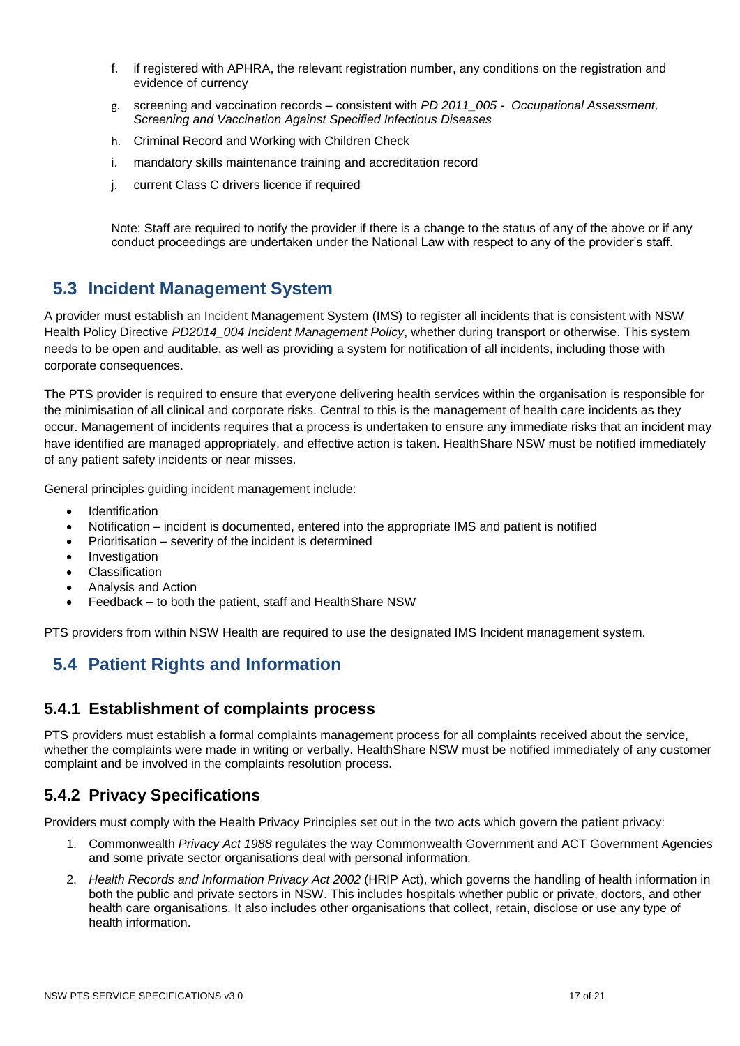f. if registered with APHRA, the relevant registration number, any conditions on the registration and evidence of currency
g. screening and vaccination records – consistent with *PD 2011_005 - Occupational Assessment, Screening and Vaccination Against Specified Infectious Diseases*
h. Criminal Record and Working with Children Check
i. mandatory skills maintenance training and accreditation record
j. current Class C drivers licence if required

Note: Staff are required to notify the provider if there is a change to the status of any of the above or if any conduct proceedings are undertaken under the National Law with respect to any of the provider's staff.

## 5.3 Incident Management System

A provider must establish an Incident Management System (IMS) to register all incidents that is consistent with NSW Health Policy Directive *PD2014_004 Incident Management Policy*, whether during transport or otherwise. This system needs to be open and auditable, as well as providing a system for notification of all incidents, including those with corporate consequences.

The PTS provider is required to ensure that everyone delivering health services within the organisation is responsible for the minimisation of all clinical and corporate risks. Central to this is the management of health care incidents as they occur. Management of incidents requires that a process is undertaken to ensure any immediate risks that an incident may have identified are managed appropriately, and effective action is taken. HealthShare NSW must be notified immediately of any patient safety incidents or near misses.

General principles guiding incident management include:

- Identification
- Notification – incident is documented, entered into the appropriate IMS and patient is notified
- Prioritisation – severity of the incident is determined
- Investigation
- Classification
- Analysis and Action
- Feedback – to both the patient, staff and HealthShare NSW

PTS providers from within NSW Health are required to use the designated IMS Incident management system.

## 5.4 Patient Rights and Information

### 5.4.1 Establishment of complaints process

PTS providers must establish a formal complaints management process for all complaints received about the service, whether the complaints were made in writing or verbally. HealthShare NSW must be notified immediately of any customer complaint and be involved in the complaints resolution process.

### 5.4.2 Privacy Specifications

Providers must comply with the Health Privacy Principles set out in the two acts which govern the patient privacy:

1. Commonwealth *Privacy Act 1988* regulates the way Commonwealth Government and ACT Government Agencies and some private sector organisations deal with personal information.
2. *Health Records and Information Privacy Act 2002* (HRIP Act), which governs the handling of health information in both the public and private sectors in NSW. This includes hospitals whether public or private, doctors, and other health care organisations. It also includes other organisations that collect, retain, disclose or use any type of health information.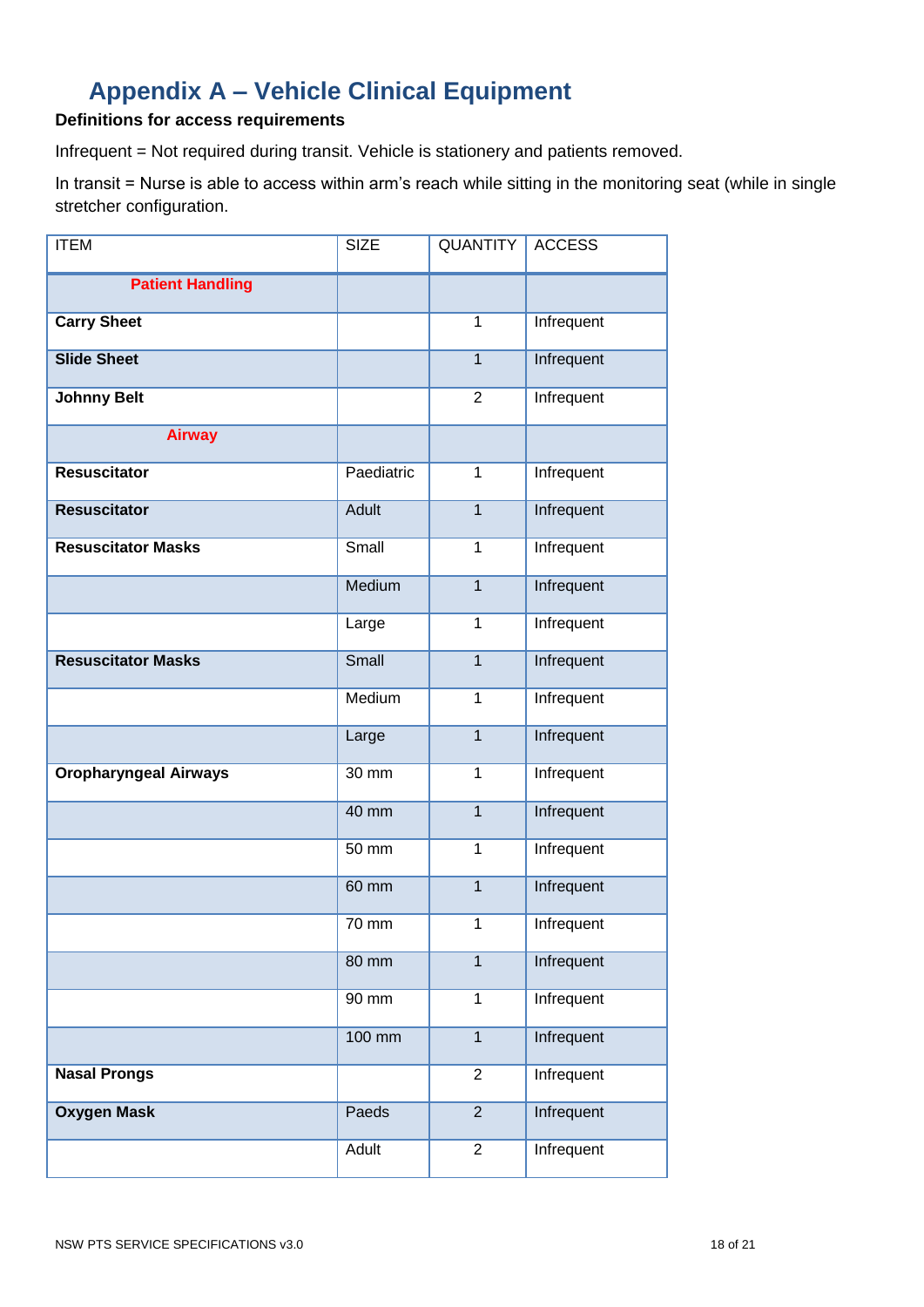# Appendix A – Vehicle Clinical Equipment

**Definitions for access requirements**

Infrequent = Not required during transit. Vehicle is stationery and patients removed.

In transit = Nurse is able to access within arm's reach while sitting in the monitoring seat (while in single stretcher configuration.

| ITEM | SIZE | QUANTITY | ACCESS |
|---|---|---|---|
| **Patient Handling** | | | |
| **Carry Sheet** | | 1 | Infrequent |
| **Slide Sheet** | | 1 | Infrequent |
| **Johnny Belt** | | 2 | Infrequent |
| **Airway** | | | |
| **Resuscitator** | Paediatric | 1 | Infrequent |
| **Resuscitator** | Adult | 1 | Infrequent |
| **Resuscitator Masks** | Small | 1 | Infrequent |
| | Medium | 1 | Infrequent |
| | Large | 1 | Infrequent |
| **Resuscitator Masks** | Small | 1 | Infrequent |
| | Medium | 1 | Infrequent |
| | Large | 1 | Infrequent |
| **Oropharyngeal Airways** | 30 mm | 1 | Infrequent |
| | 40 mm | 1 | Infrequent |
| | 50 mm | 1 | Infrequent |
| | 60 mm | 1 | Infrequent |
| | 70 mm | 1 | Infrequent |
| | 80 mm | 1 | Infrequent |
| | 90 mm | 1 | Infrequent |
| | 100 mm | 1 | Infrequent |
| **Nasal Prongs** | | 2 | Infrequent |
| **Oxygen Mask** | Paeds | 2 | Infrequent |
| | Adult | 2 | Infrequent |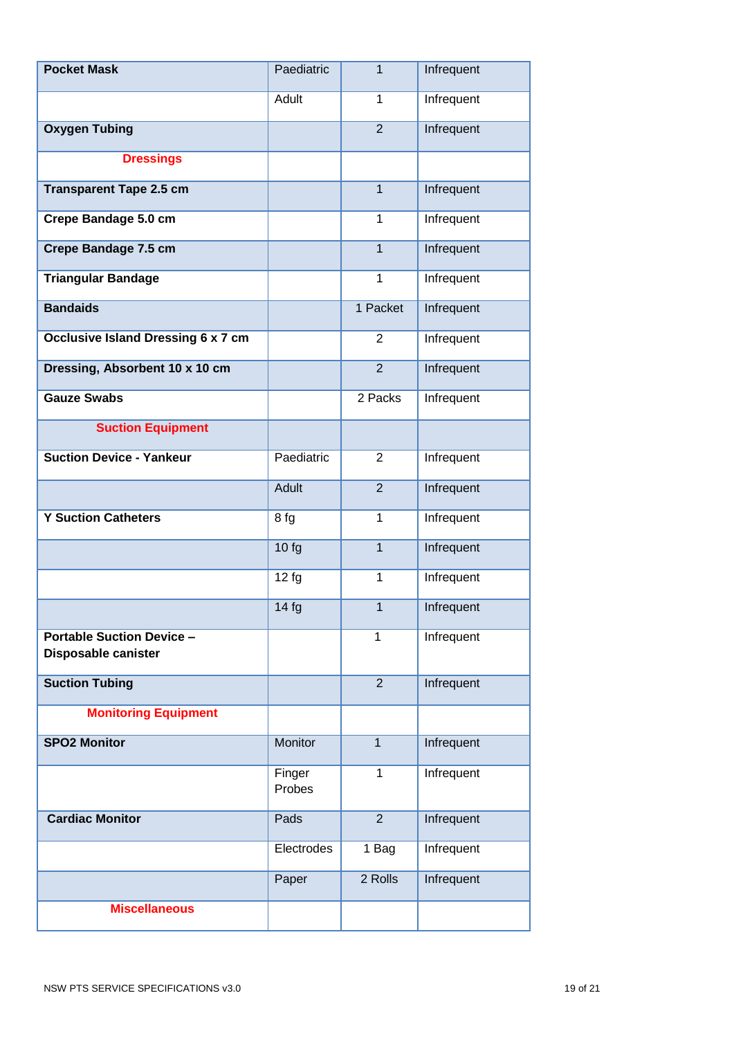| | | | |
|---|---|---|---|
| **Pocket Mask** | Paediatric | 1 | Infrequent |
| | Adult | 1 | Infrequent |
| **Oxygen Tubing** | | 2 | Infrequent |
| **Dressings** | | | |
| **Transparent Tape 2.5 cm** | | 1 | Infrequent |
| **Crepe Bandage 5.0 cm** | | 1 | Infrequent |
| **Crepe Bandage 7.5 cm** | | 1 | Infrequent |
| **Triangular Bandage** | | 1 | Infrequent |
| **Bandaids** | | 1 Packet | Infrequent |
| **Occlusive Island Dressing 6 x 7 cm** | | 2 | Infrequent |
| **Dressing, Absorbent 10 x 10 cm** | | 2 | Infrequent |
| **Gauze Swabs** | | 2 Packs | Infrequent |
| **Suction Equipment** | | | |
| **Suction Device - Yankeur** | Paediatric | 2 | Infrequent |
| | Adult | 2 | Infrequent |
| **Y Suction Catheters** | 8 fg | 1 | Infrequent |
| | 10 fg | 1 | Infrequent |
| | 12 fg | 1 | Infrequent |
| | 14 fg | 1 | Infrequent |
| **Portable Suction Device – Disposable canister** | | 1 | Infrequent |
| **Suction Tubing** | | 2 | Infrequent |
| **Monitoring Equipment** | | | |
| **SPO2 Monitor** | Monitor | 1 | Infrequent |
| | Finger Probes | 1 | Infrequent |
| **Cardiac Monitor** | Pads | 2 | Infrequent |
| | Electrodes | 1 Bag | Infrequent |
| | Paper | 2 Rolls | Infrequent |
| **Miscellaneous** | | | |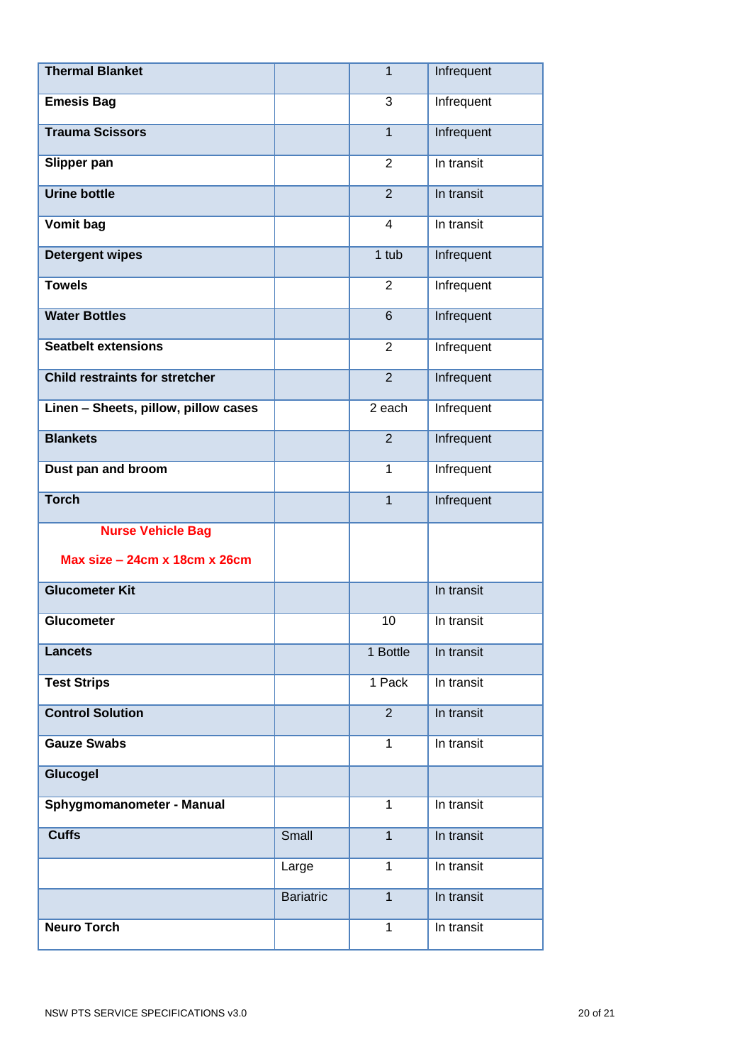| | | | |
|---|---|---|---|
| **Thermal Blanket** | | 1 | Infrequent |
| **Emesis Bag** | | 3 | Infrequent |
| **Trauma Scissors** | | 1 | Infrequent |
| **Slipper pan** | | 2 | In transit |
| **Urine bottle** | | 2 | In transit |
| **Vomit bag** | | 4 | In transit |
| **Detergent wipes** | | 1 tub | Infrequent |
| **Towels** | | 2 | Infrequent |
| **Water Bottles** | | 6 | Infrequent |
| **Seatbelt extensions** | | 2 | Infrequent |
| **Child restraints for stretcher** | | 2 | Infrequent |
| **Linen – Sheets, pillow, pillow cases** | | 2 each | Infrequent |
| **Blankets** | | 2 | Infrequent |
| **Dust pan and broom** | | 1 | Infrequent |
| **Torch** | | 1 | Infrequent |
| **Nurse Vehicle Bag**<br><br>**Max size – 24cm x 18cm x 26cm** | | | |
| **Glucometer Kit** | | | In transit |
| **Glucometer** | | 10 | In transit |
| **Lancets** | | 1 Bottle | In transit |
| **Test Strips** | | 1 Pack | In transit |
| **Control Solution** | | 2 | In transit |
| **Gauze Swabs** | | 1 | In transit |
| **Glucogel** | | | |
| **Sphygmomanometer - Manual** | | 1 | In transit |
| **Cuffs** | Small | 1 | In transit |
| | Large | 1 | In transit |
| | Bariatric | 1 | In transit |
| **Neuro Torch** | | 1 | In transit |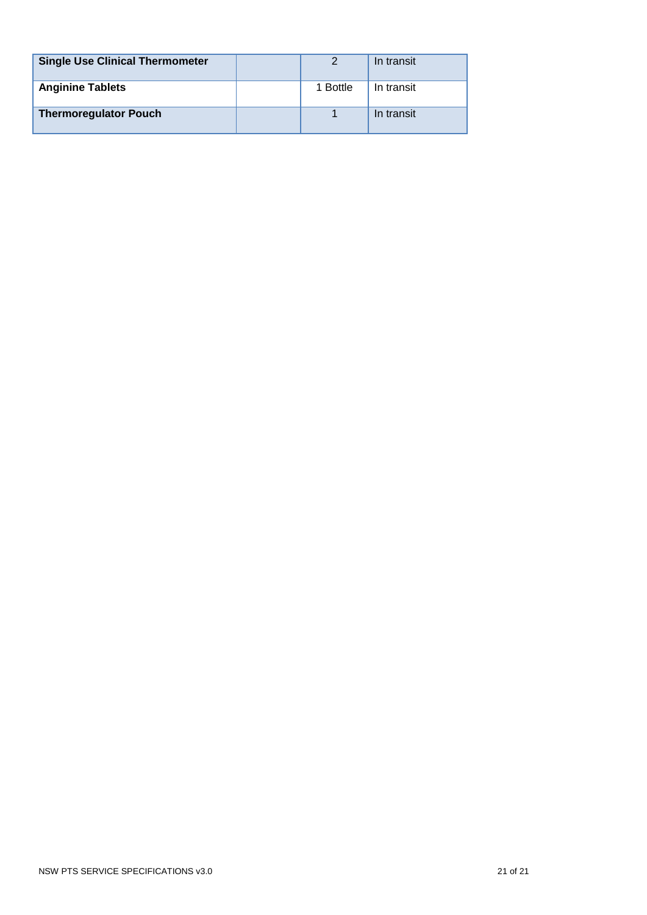| | | | |
|---|---|---|---|
| **Single Use Clinical Thermometer** | | 2 | In transit |
| **Anginine Tablets** | | 1 Bottle | In transit |
| **Thermoregulator Pouch** | | 1 | In transit |